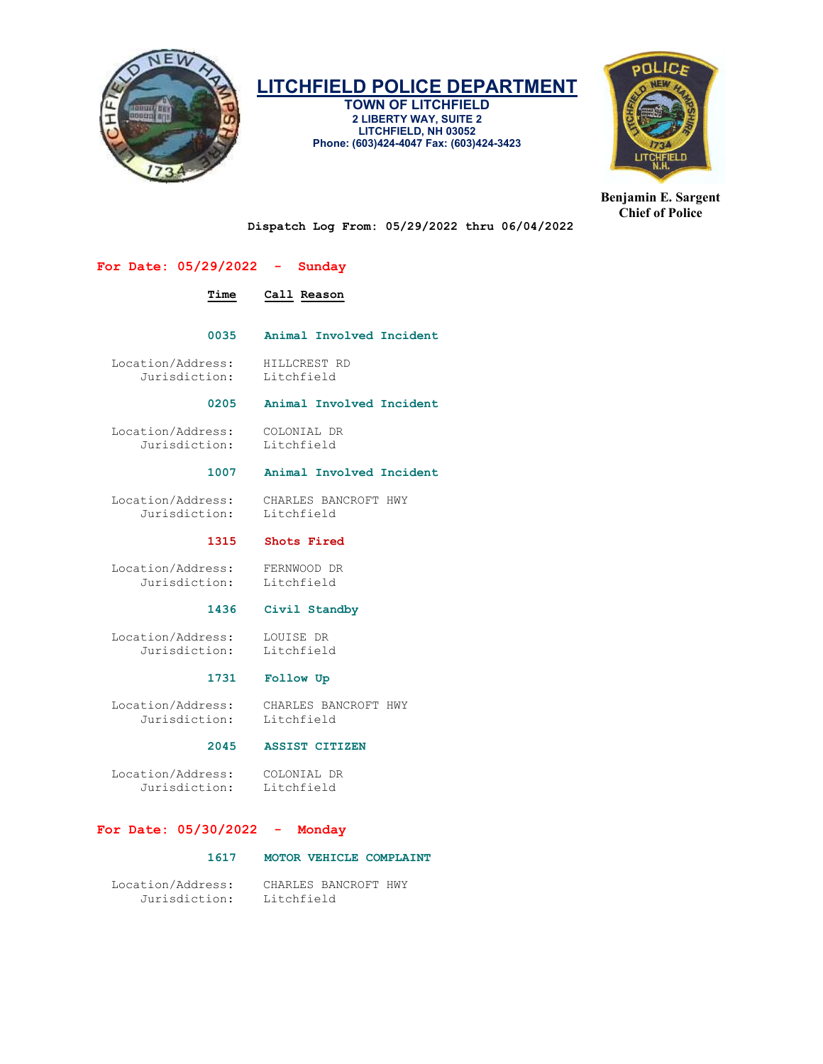# LITCHFIELD POLICE DEPARTMENT

**TOWN OF LITCHFIELD**
**2 LIBERTY WAY, SUITE 2**
**LITCHFIELD, NH 03052**
**Phone: (603)424-4047 Fax: (603)424-3423**

**Benjamin E. Sargent**
**Chief of Police**

**Dispatch Log From: 05/29/2022 thru 06/04/2022**

## For Date: 05/29/2022 - Sunday

| Time | Call Reason |
|---|---|

**0035** **Animal Involved Incident**

Location/Address: HILLCREST RD
Jurisdiction: Litchfield

**0205** **Animal Involved Incident**

Location/Address: COLONIAL DR
Jurisdiction: Litchfield

**1007** **Animal Involved Incident**

Location/Address: CHARLES BANCROFT HWY
Jurisdiction: Litchfield

**1315** **Shots Fired**

Location/Address: FERNWOOD DR
Jurisdiction: Litchfield

**1436** **Civil Standby**

Location/Address: LOUISE DR
Jurisdiction: Litchfield

**1731** **Follow Up**

Location/Address: CHARLES BANCROFT HWY
Jurisdiction: Litchfield

**2045** **ASSIST CITIZEN**

Location/Address: COLONIAL DR
Jurisdiction: Litchfield

## For Date: 05/30/2022 - Monday

**1617** **MOTOR VEHICLE COMPLAINT**

Location/Address: CHARLES BANCROFT HWY
Jurisdiction: Litchfield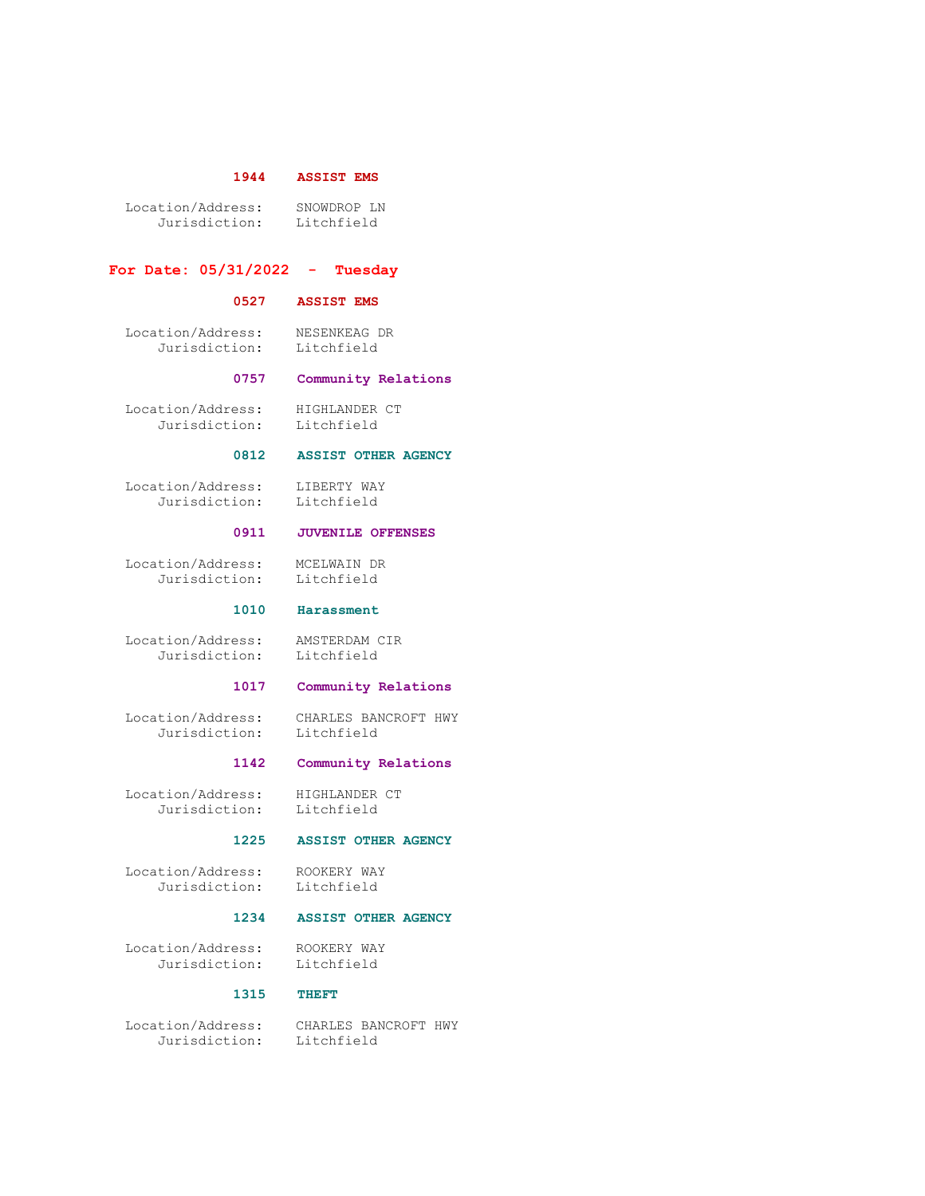**1944 ASSIST EMS**

Location/Address: SNOWDROP LN
Jurisdiction: Litchfield

## For Date: 05/31/2022 - Tuesday

**0527 ASSIST EMS**

Location/Address: NESENKEAG DR
Jurisdiction: Litchfield

**0757 Community Relations**

Location/Address: HIGHLANDER CT
Jurisdiction: Litchfield

**0812 ASSIST OTHER AGENCY**

Location/Address: LIBERTY WAY
Jurisdiction: Litchfield

**0911 JUVENILE OFFENSES**

Location/Address: MCELWAIN DR
Jurisdiction: Litchfield

**1010 Harassment**

Location/Address: AMSTERDAM CIR
Jurisdiction: Litchfield

**1017 Community Relations**

Location/Address: CHARLES BANCROFT HWY
Jurisdiction: Litchfield

**1142 Community Relations**

Location/Address: HIGHLANDER CT
Jurisdiction: Litchfield

**1225 ASSIST OTHER AGENCY**

Location/Address: ROOKERY WAY
Jurisdiction: Litchfield

**1234 ASSIST OTHER AGENCY**

Location/Address: ROOKERY WAY
Jurisdiction: Litchfield

**1315 THEFT**

Location/Address: CHARLES BANCROFT HWY
Jurisdiction: Litchfield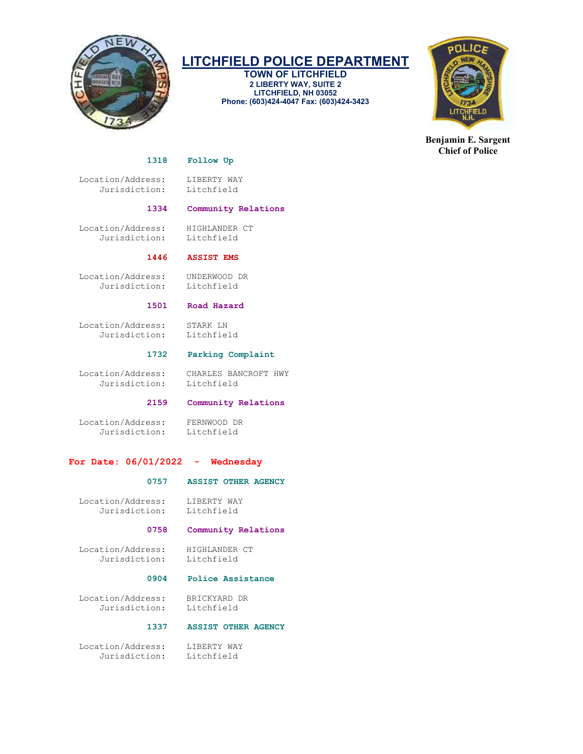**LITCHFIELD POLICE DEPARTMENT**
**TOWN OF LITCHFIELD**
**2 LIBERTY WAY, SUITE 2**
**LITCHFIELD, NH 03052**
**Phone: (603)424-4047 Fax: (603)424-3423**

**Benjamin E. Sargent**
**Chief of Police**

**1318 Follow Up**

Location/Address: LIBERTY WAY
Jurisdiction: Litchfield

**1334 Community Relations**

Location/Address: HIGHLANDER CT
Jurisdiction: Litchfield

**1446 ASSIST EMS**

Location/Address: UNDERWOOD DR
Jurisdiction: Litchfield

**1501 Road Hazard**

Location/Address: STARK LN
Jurisdiction: Litchfield

**1732 Parking Complaint**

Location/Address: CHARLES BANCROFT HWY
Jurisdiction: Litchfield

**2159 Community Relations**

Location/Address: FERNWOOD DR
Jurisdiction: Litchfield

## For Date: 06/01/2022 - Wednesday

**0757 ASSIST OTHER AGENCY**

Location/Address: LIBERTY WAY
Jurisdiction: Litchfield

**0758 Community Relations**

Location/Address: HIGHLANDER CT
Jurisdiction: Litchfield

**0904 Police Assistance**

Location/Address: BRICKYARD DR
Jurisdiction: Litchfield

**1337 ASSIST OTHER AGENCY**

Location/Address: LIBERTY WAY
Jurisdiction: Litchfield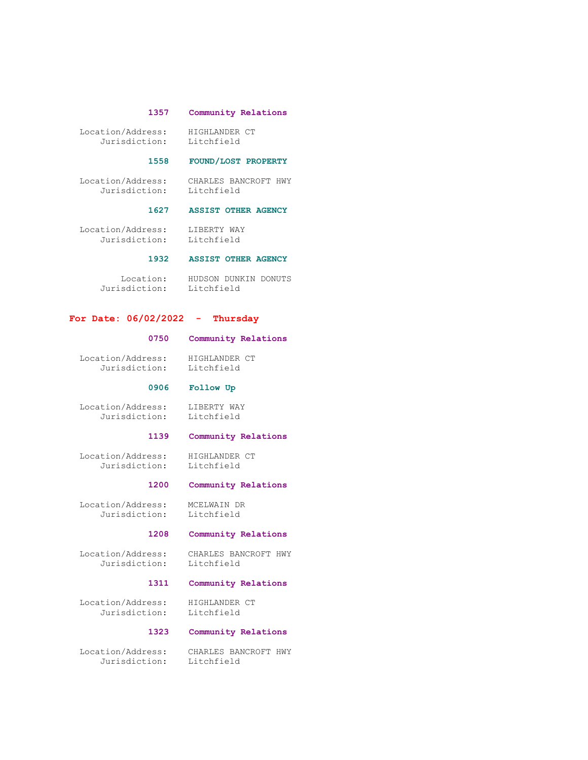**1357 Community Relations**

Location/Address: HIGHLANDER CT
Jurisdiction: Litchfield

**1558 FOUND/LOST PROPERTY**

Location/Address: CHARLES BANCROFT HWY
Jurisdiction: Litchfield

**1627 ASSIST OTHER AGENCY**

Location/Address: LIBERTY WAY
Jurisdiction: Litchfield

**1932 ASSIST OTHER AGENCY**

Location: HUDSON DUNKIN DONUTS
Jurisdiction: Litchfield

## For Date: 06/02/2022 - Thursday

**0750 Community Relations**

Location/Address: HIGHLANDER CT
Jurisdiction: Litchfield

**0906 Follow Up**

Location/Address: LIBERTY WAY
Jurisdiction: Litchfield

**1139 Community Relations**

Location/Address: HIGHLANDER CT
Jurisdiction: Litchfield

**1200 Community Relations**

Location/Address: MCELWAIN DR
Jurisdiction: Litchfield

**1208 Community Relations**

Location/Address: CHARLES BANCROFT HWY
Jurisdiction: Litchfield

**1311 Community Relations**

Location/Address: HIGHLANDER CT
Jurisdiction: Litchfield

**1323 Community Relations**

Location/Address: CHARLES BANCROFT HWY
Jurisdiction: Litchfield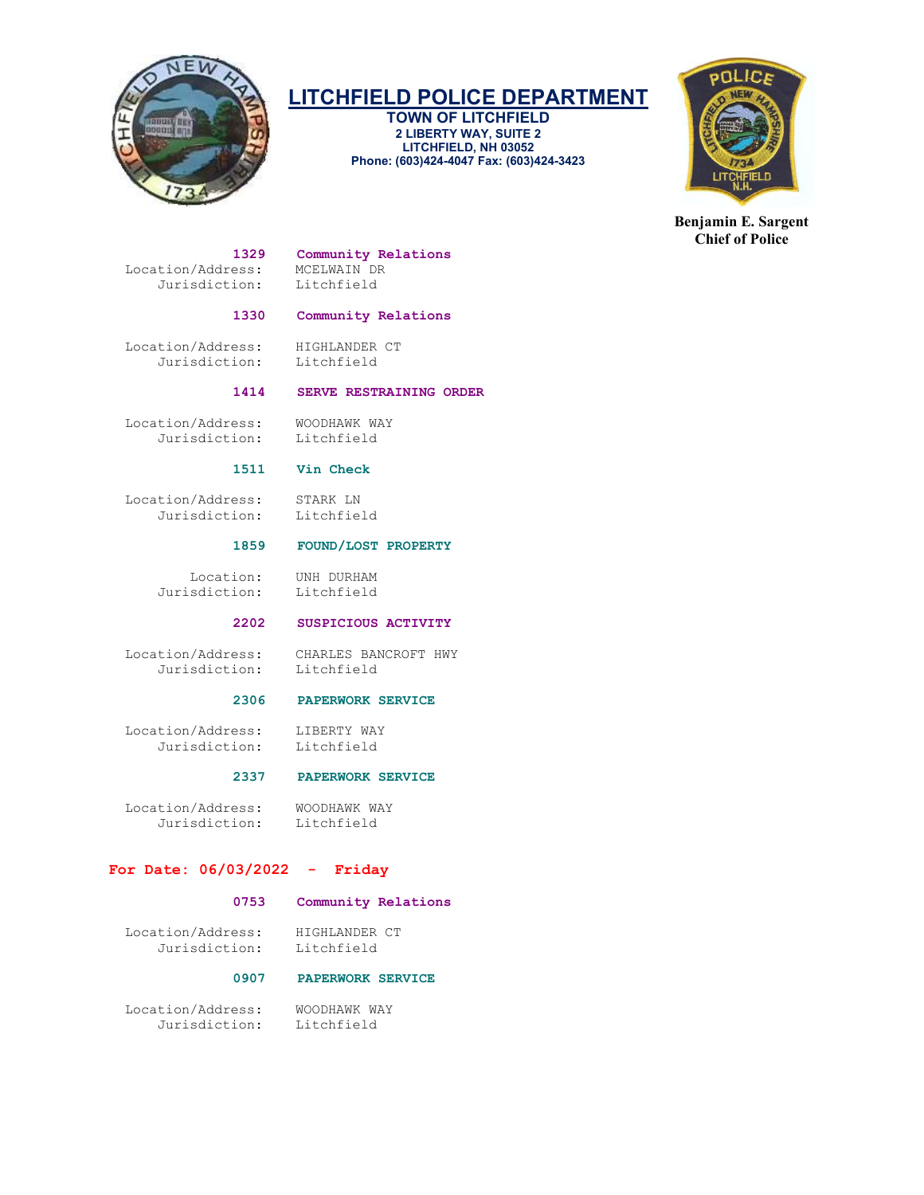# LITCHFIELD POLICE DEPARTMENT

**TOWN OF LITCHFIELD**
**2 LIBERTY WAY, SUITE 2**
**LITCHFIELD, NH 03052**
**Phone: (603)424-4047 Fax: (603)424-3423**

**Benjamin E. Sargent**
**Chief of Police**

**1329 Community Relations**
Location/Address: MCELWAIN DR
Jurisdiction: Litchfield

**1330 Community Relations**
Location/Address: HIGHLANDER CT
Jurisdiction: Litchfield

**1414 SERVE RESTRAINING ORDER**
Location/Address: WOODHAWK WAY
Jurisdiction: Litchfield

**1511 Vin Check**
Location/Address: STARK LN
Jurisdiction: Litchfield

**1859 FOUND/LOST PROPERTY**
Location: UNH DURHAM
Jurisdiction: Litchfield

**2202 SUSPICIOUS ACTIVITY**
Location/Address: CHARLES BANCROFT HWY
Jurisdiction: Litchfield

**2306 PAPERWORK SERVICE**
Location/Address: LIBERTY WAY
Jurisdiction: Litchfield

**2337 PAPERWORK SERVICE**
Location/Address: WOODHAWK WAY
Jurisdiction: Litchfield

## For Date: 06/03/2022 - Friday

**0753 Community Relations**
Location/Address: HIGHLANDER CT
Jurisdiction: Litchfield

**0907 PAPERWORK SERVICE**
Location/Address: WOODHAWK WAY
Jurisdiction: Litchfield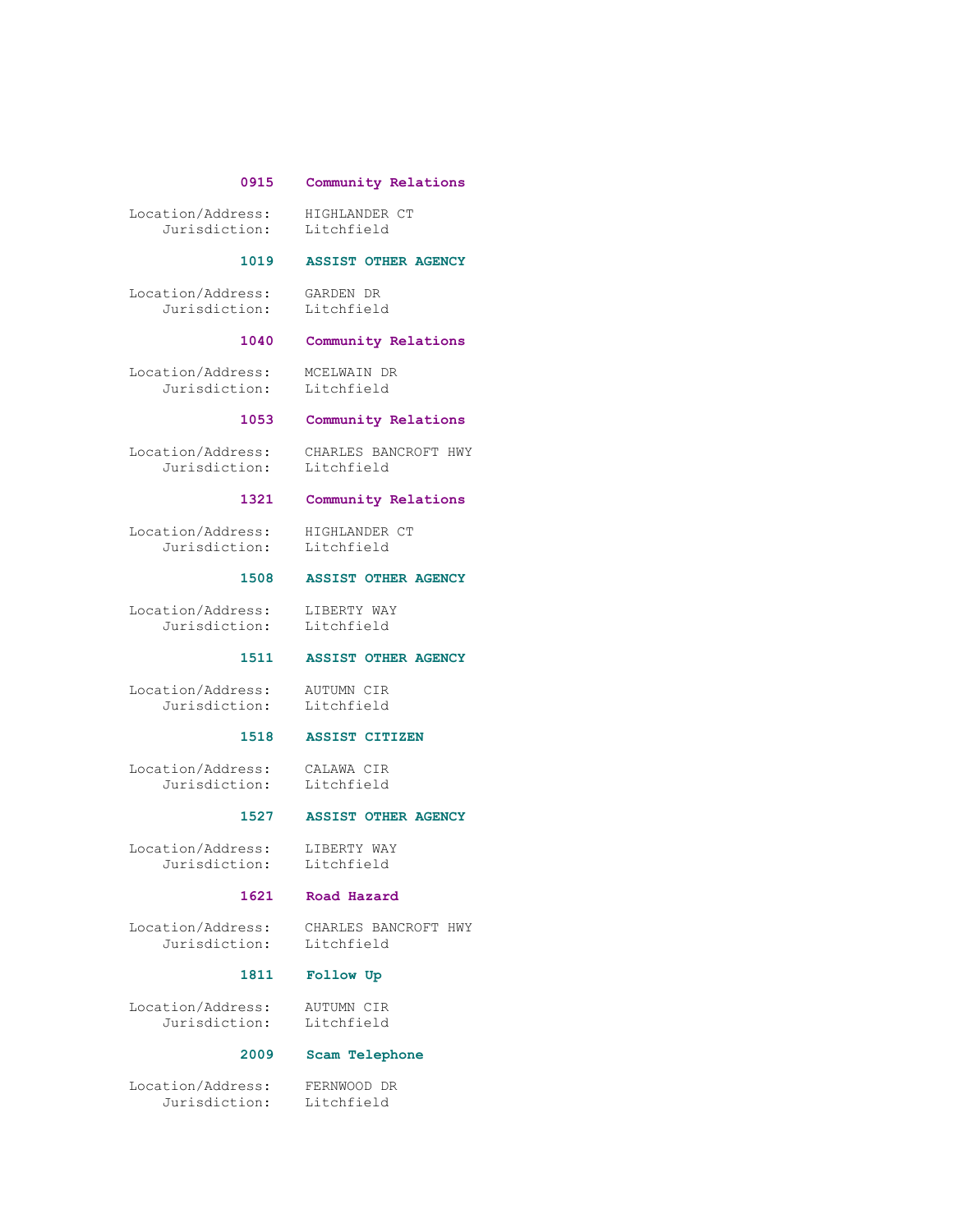**0915 Community Relations**

Location/Address: HIGHLANDER CT
Jurisdiction: Litchfield

**1019 ASSIST OTHER AGENCY**

Location/Address: GARDEN DR
Jurisdiction: Litchfield

**1040 Community Relations**

Location/Address: MCELWAIN DR
Jurisdiction: Litchfield

**1053 Community Relations**

Location/Address: CHARLES BANCROFT HWY
Jurisdiction: Litchfield

**1321 Community Relations**

Location/Address: HIGHLANDER CT
Jurisdiction: Litchfield

**1508 ASSIST OTHER AGENCY**

Location/Address: LIBERTY WAY
Jurisdiction: Litchfield

**1511 ASSIST OTHER AGENCY**

Location/Address: AUTUMN CIR
Jurisdiction: Litchfield

**1518 ASSIST CITIZEN**

Location/Address: CALAWA CIR
Jurisdiction: Litchfield

**1527 ASSIST OTHER AGENCY**

Location/Address: LIBERTY WAY
Jurisdiction: Litchfield

**1621 Road Hazard**

Location/Address: CHARLES BANCROFT HWY
Jurisdiction: Litchfield

**1811 Follow Up**

Location/Address: AUTUMN CIR
Jurisdiction: Litchfield

**2009 Scam Telephone**

Location/Address: FERNWOOD DR
Jurisdiction: Litchfield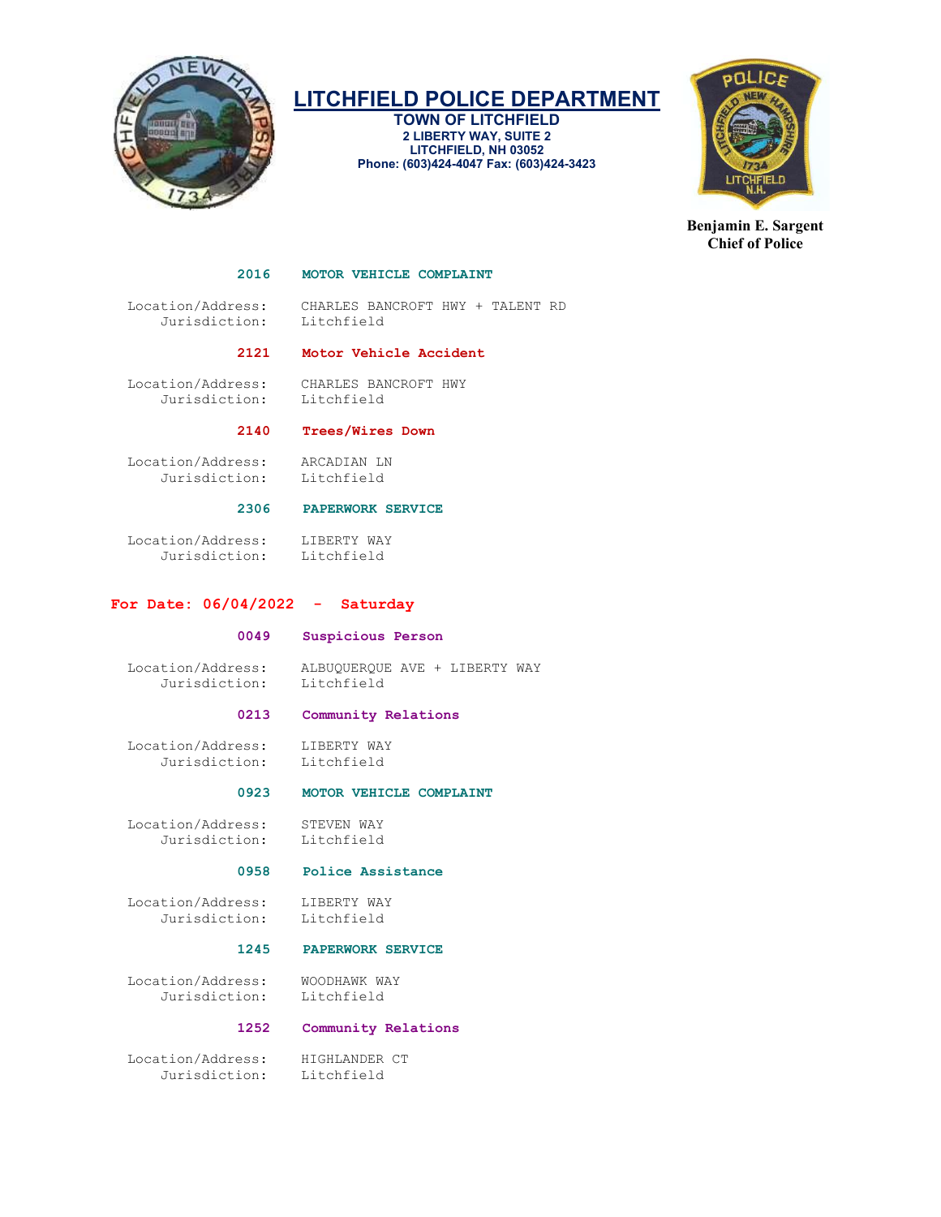# LITCHFIELD POLICE DEPARTMENT

**TOWN OF LITCHFIELD**
**2 LIBERTY WAY, SUITE 2**
**LITCHFIELD, NH 03052**
**Phone: (603)424-4047 Fax: (603)424-3423**

**Benjamin E. Sargent**
**Chief of Police**

**2016 MOTOR VEHICLE COMPLAINT**

Location/Address: CHARLES BANCROFT HWY + TALENT RD
Jurisdiction: Litchfield

**2121 Motor Vehicle Accident**

Location/Address: CHARLES BANCROFT HWY
Jurisdiction: Litchfield

**2140 Trees/Wires Down**

Location/Address: ARCADIAN LN
Jurisdiction: Litchfield

**2306 PAPERWORK SERVICE**

Location/Address: LIBERTY WAY
Jurisdiction: Litchfield

## For Date: 06/04/2022 - Saturday

**0049 Suspicious Person**

Location/Address: ALBUQUERQUE AVE + LIBERTY WAY
Jurisdiction: Litchfield

**0213 Community Relations**

Location/Address: LIBERTY WAY
Jurisdiction: Litchfield

**0923 MOTOR VEHICLE COMPLAINT**

Location/Address: STEVEN WAY
Jurisdiction: Litchfield

**0958 Police Assistance**

Location/Address: LIBERTY WAY
Jurisdiction: Litchfield

**1245 PAPERWORK SERVICE**

Location/Address: WOODHAWK WAY
Jurisdiction: Litchfield

**1252 Community Relations**

Location/Address: HIGHLANDER CT
Jurisdiction: Litchfield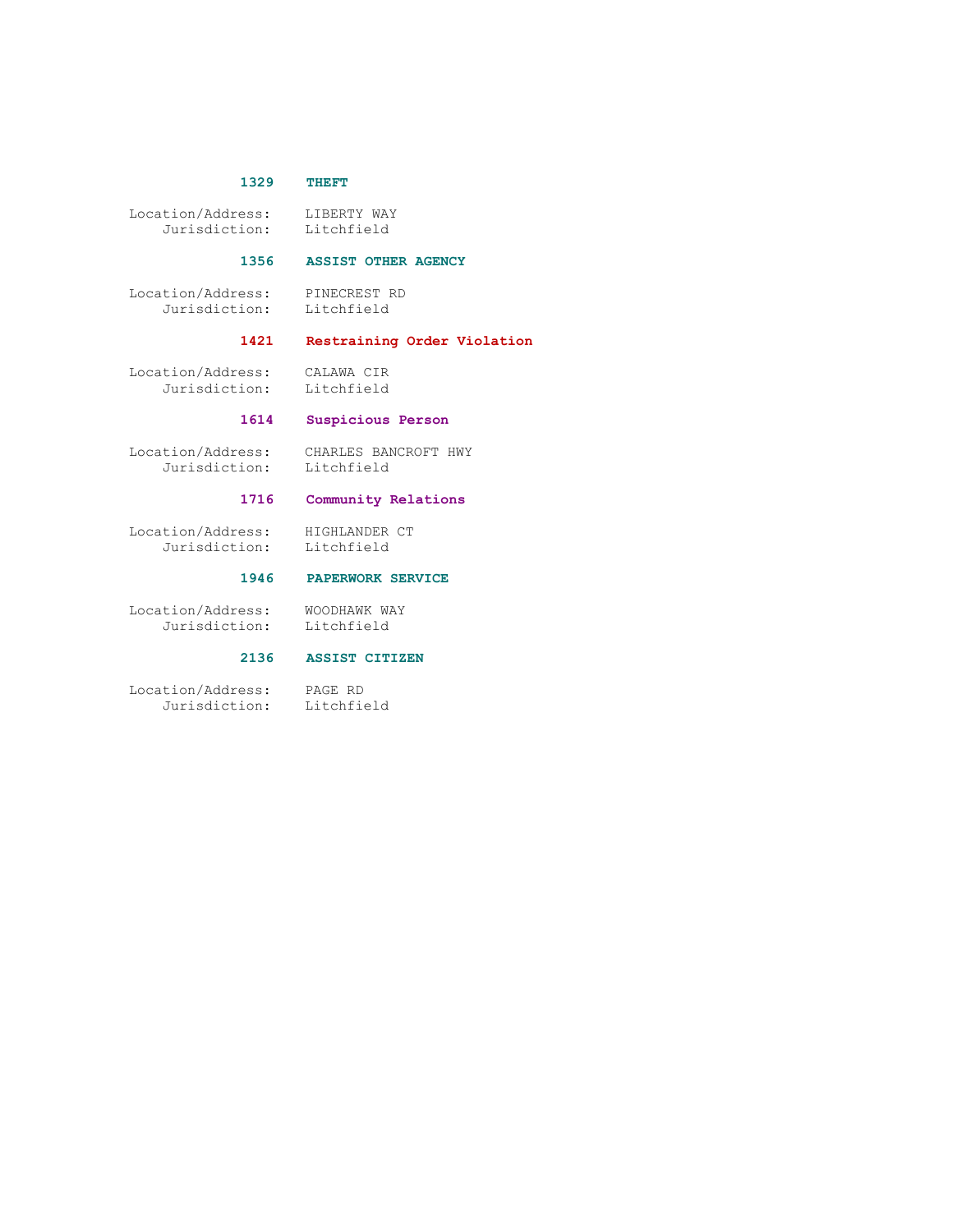**1329 THEFT**

Location/Address: LIBERTY WAY
Jurisdiction: Litchfield

**1356 ASSIST OTHER AGENCY**

Location/Address: PINECREST RD
Jurisdiction: Litchfield

**1421 Restraining Order Violation**

Location/Address: CALAWA CIR
Jurisdiction: Litchfield

**1614 Suspicious Person**

Location/Address: CHARLES BANCROFT HWY
Jurisdiction: Litchfield

**1716 Community Relations**

Location/Address: HIGHLANDER CT
Jurisdiction: Litchfield

**1946 PAPERWORK SERVICE**

Location/Address: WOODHAWK WAY
Jurisdiction: Litchfield

**2136 ASSIST CITIZEN**

Location/Address: PAGE RD
Jurisdiction: Litchfield